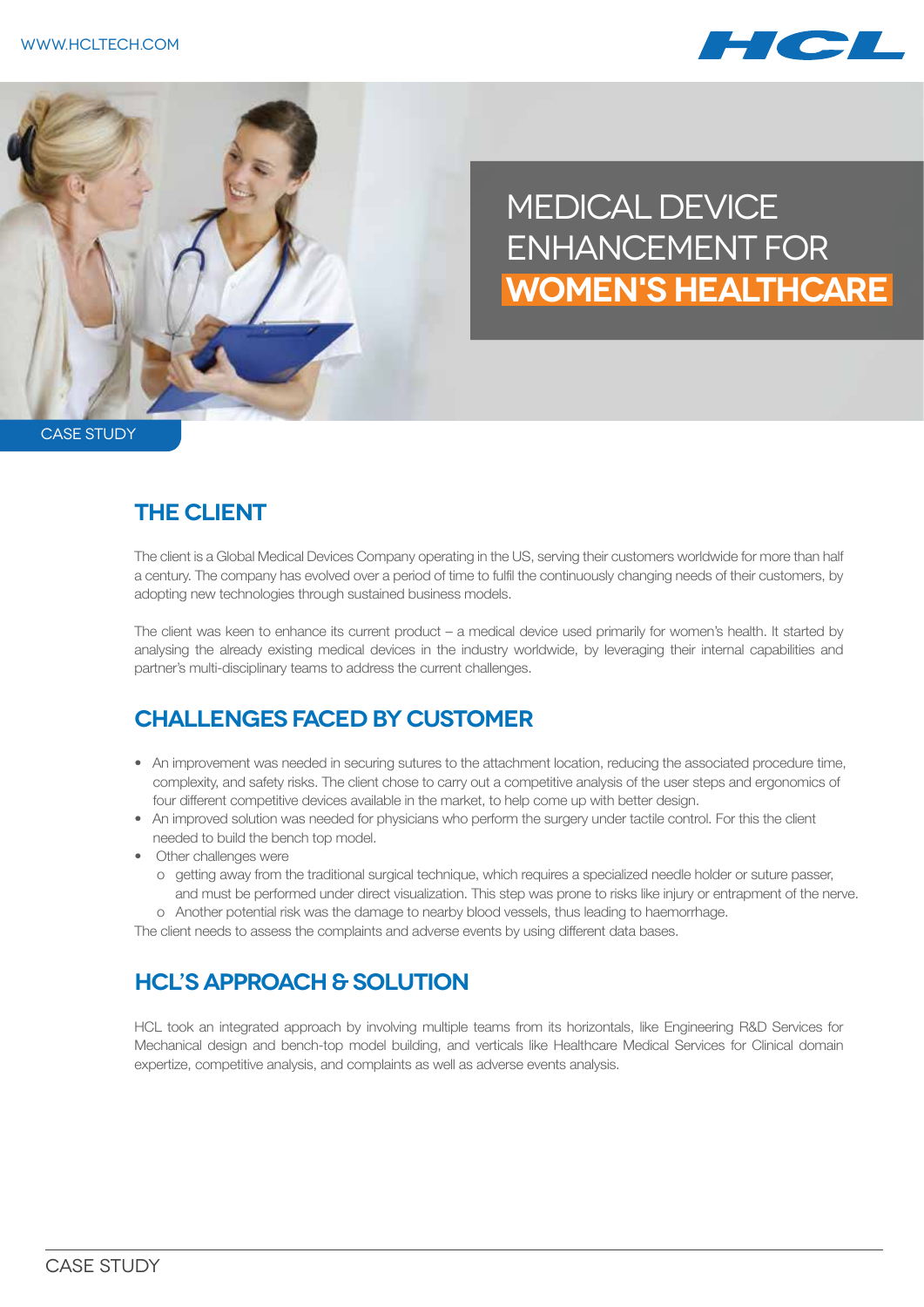# MEDICAL DEVICE ENHANCEMENT FOR WOMEN'S HEALTHCARE

CASE STUDY

## THE CLIENT

The client is a Global Medical Devices Company operating in the US, serving their customers worldwide for more than half a century. The company has evolved over a period of time to fulfil the continuously changing needs of their customers, by adopting new technologies through sustained business models.

The client was keen to enhance its current product – a medical device used primarily for women's health. It started by analysing the already existing medical devices in the industry worldwide, by leveraging their internal capabilities and partner's multi-disciplinary teams to address the current challenges.

## CHALLENGES FACED BY CUSTOMER

- An improvement was needed in securing sutures to the attachment location, reducing the associated procedure time, complexity, and safety risks. The client chose to carry out a competitive analysis of the user steps and ergonomics of four different competitive devices available in the market, to help come up with better design.
- An improved solution was needed for physicians who perform the surgery under tactile control. For this the client needed to build the bench top model.
- Other challenges were
  - getting away from the traditional surgical technique, which requires a specialized needle holder or suture passer, and must be performed under direct visualization. This step was prone to risks like injury or entrapment of the nerve.
  - Another potential risk was the damage to nearby blood vessels, thus leading to haemorrhage.

The client needs to assess the complaints and adverse events by using different data bases.

## HCL'S APPROACH & SOLUTION

HCL took an integrated approach by involving multiple teams from its horizontals, like Engineering R&D Services for Mechanical design and bench-top model building, and verticals like Healthcare Medical Services for Clinical domain expertize, competitive analysis, and complaints as well as adverse events analysis.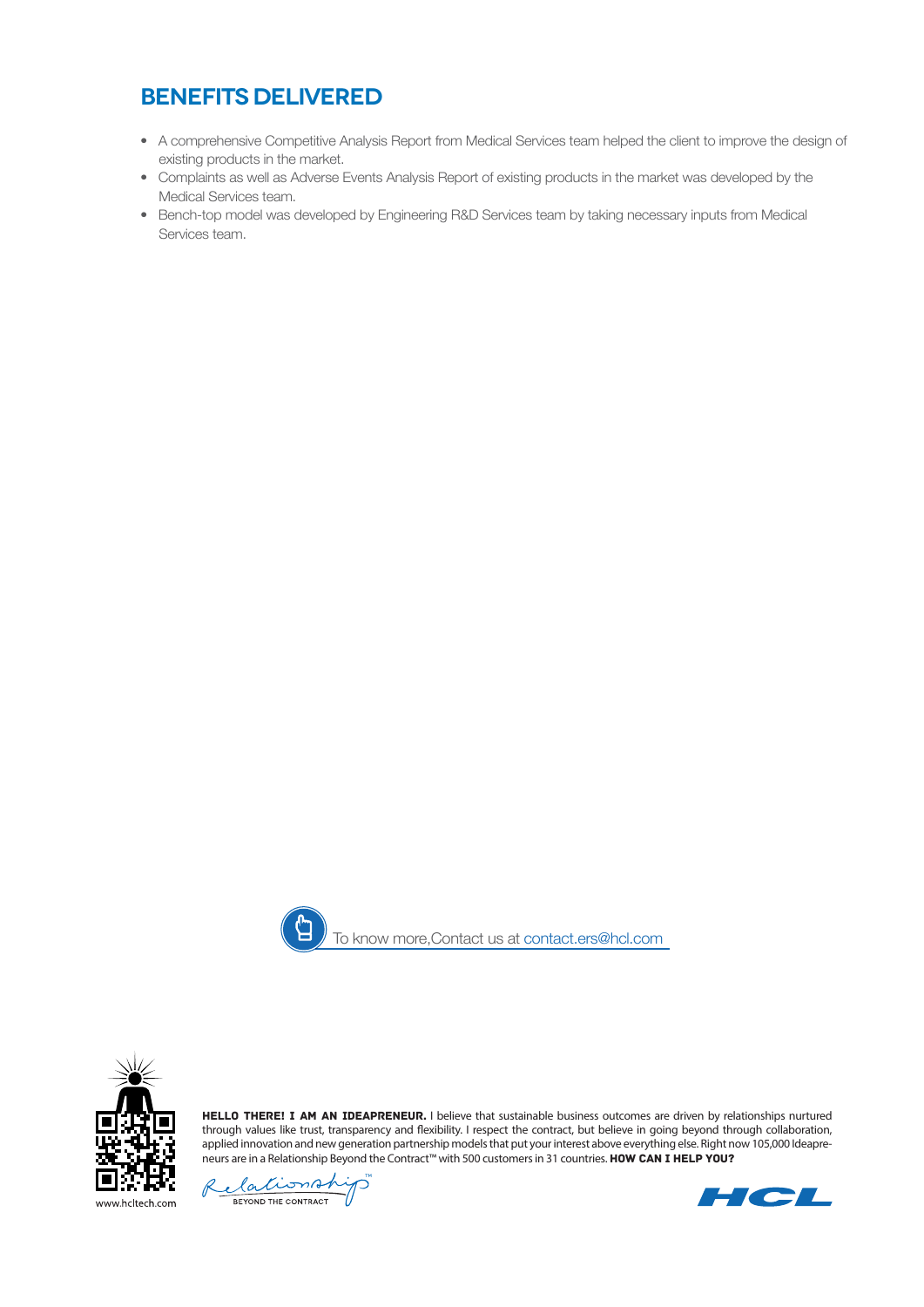## BENEFITS DELIVERED

- A comprehensive Competitive Analysis Report from Medical Services team helped the client to improve the design of existing products in the market.
- Complaints as well as Adverse Events Analysis Report of existing products in the market was developed by the Medical Services team.
- Bench-top model was developed by Engineering R&D Services team by taking necessary inputs from Medical Services team.

To know more,Contact us at contact.ers@hcl.com

www.hcltech.com

**HELLO THERE! I AM AN IDEAPRENEUR.** I believe that sustainable business outcomes are driven by relationships nurtured through values like trust, transparency and flexibility. I respect the contract, but believe in going beyond through collaboration, applied innovation and new generation partnership models that put your interest above everything else. Right now 105,000 Ideapreneurs are in a Relationship Beyond the Contract™ with 500 customers in 31 countries. **HOW CAN I HELP YOU?**

Relationship™ BEYOND THE CONTRACT

HCL